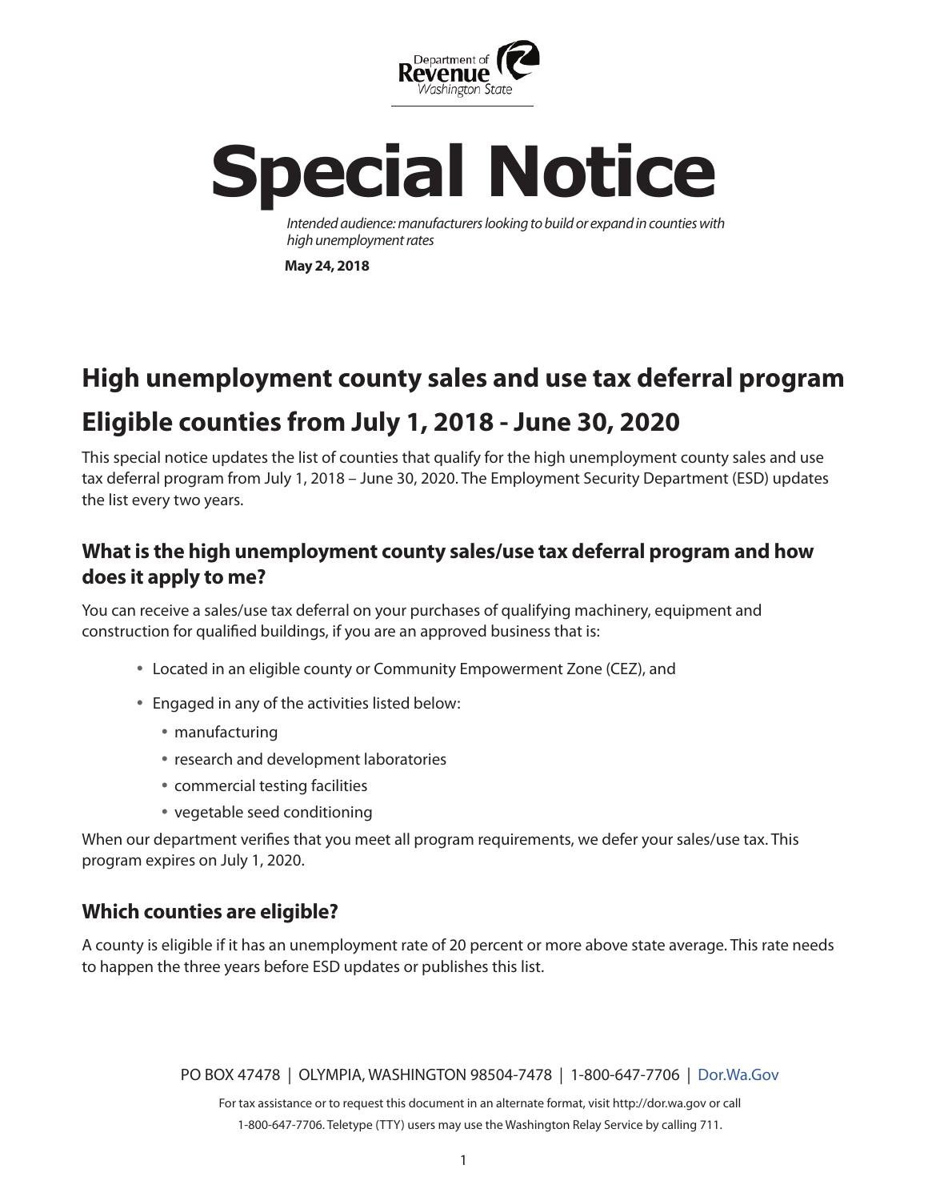Department of Revenue Washington State

# Special Notice

*Intended audience: manufacturers looking to build or expand in counties with high unemployment rates*

**May 24, 2018**

## High unemployment county sales and use tax deferral program

## Eligible counties from July 1, 2018 - June 30, 2020

This special notice updates the list of counties that qualify for the high unemployment county sales and use tax deferral program from July 1, 2018 – June 30, 2020. The Employment Security Department (ESD) updates the list every two years.

### What is the high unemployment county sales/use tax deferral program and how does it apply to me?

You can receive a sales/use tax deferral on your purchases of qualifying machinery, equipment and construction for qualified buildings, if you are an approved business that is:

- Located in an eligible county or Community Empowerment Zone (CEZ), and
- Engaged in any of the activities listed below:
  - manufacturing
  - research and development laboratories
  - commercial testing facilities
  - vegetable seed conditioning

When our department verifies that you meet all program requirements, we defer your sales/use tax. This program expires on July 1, 2020.

### Which counties are eligible?

A county is eligible if it has an unemployment rate of 20 percent or more above state average. This rate needs to happen the three years before ESD updates or publishes this list.

PO BOX 47478 | OLYMPIA, WASHINGTON 98504-7478 | 1-800-647-7706 | Dor.Wa.Gov

For tax assistance or to request this document in an alternate format, visit http://dor.wa.gov or call 1-800-647-7706. Teletype (TTY) users may use the Washington Relay Service by calling 711.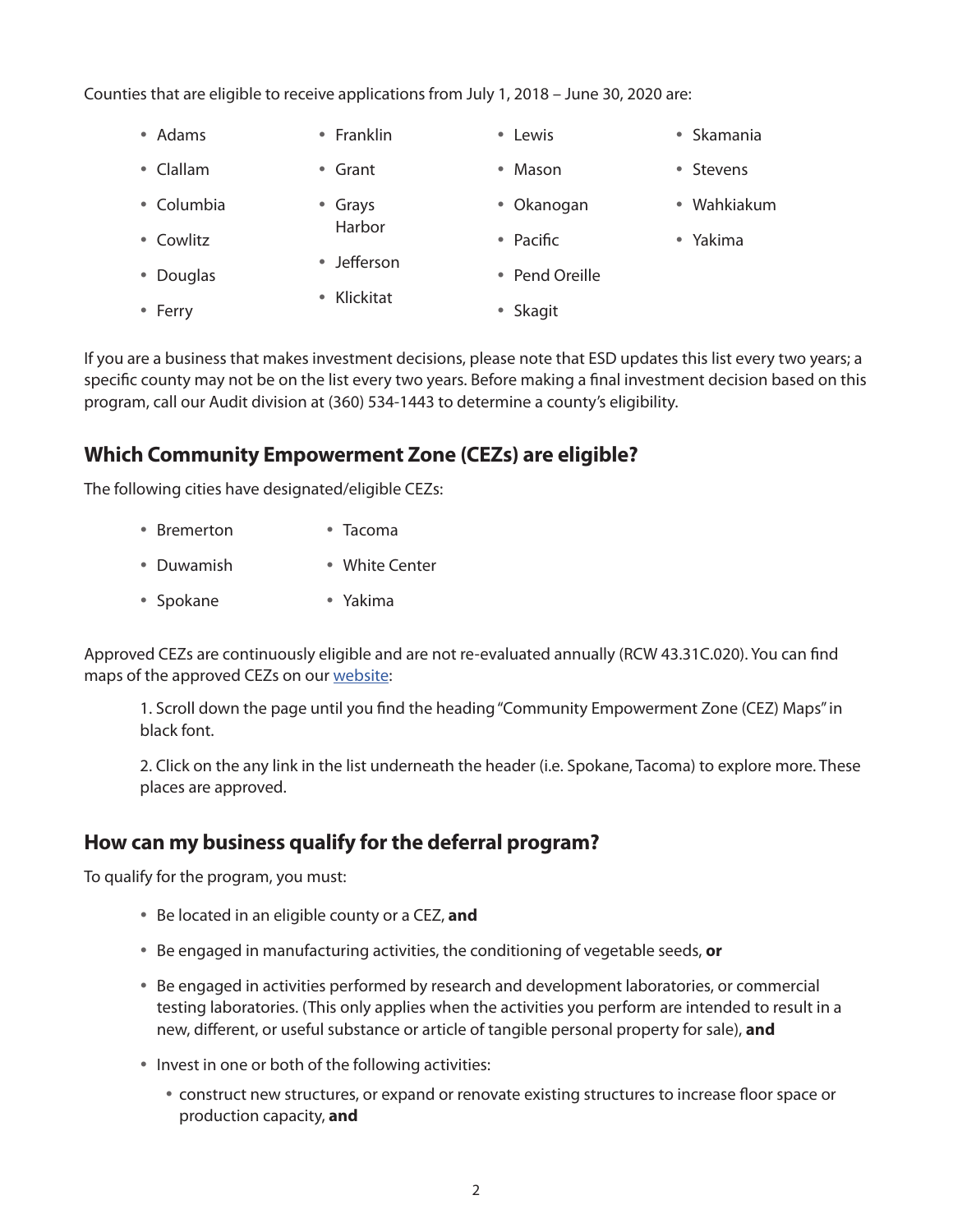Counties that are eligible to receive applications from July 1, 2018 – June 30, 2020 are:

- Adams
- Clallam
- Columbia
- Cowlitz
- Douglas
- Ferry
- Franklin
- Grant
- Grays Harbor
- Jefferson
- Klickitat
- Lewis
- Mason
- Okanogan
- Pacific
- Pend Oreille
- Skagit
- Skamania
- Stevens
- Wahkiakum
- Yakima

If you are a business that makes investment decisions, please note that ESD updates this list every two years; a specific county may not be on the list every two years. Before making a final investment decision based on this program, call our Audit division at (360) 534-1443 to determine a county's eligibility.

## Which Community Empowerment Zone (CEZs) are eligible?

The following cities have designated/eligible CEZs:

- Bremerton
- Duwamish
- Spokane
- Tacoma
- White Center
- Yakima

Approved CEZs are continuously eligible and are not re-evaluated annually (RCW 43.31C.020). You can find maps of the approved CEZs on our website:

1. Scroll down the page until you find the heading "Community Empowerment Zone (CEZ) Maps" in black font.
2. Click on the any link in the list underneath the header (i.e. Spokane, Tacoma) to explore more. These places are approved.

## How can my business qualify for the deferral program?

To qualify for the program, you must:

- Be located in an eligible county or a CEZ, **and**
- Be engaged in manufacturing activities, the conditioning of vegetable seeds, **or**
- Be engaged in activities performed by research and development laboratories, or commercial testing laboratories. (This only applies when the activities you perform are intended to result in a new, different, or useful substance or article of tangible personal property for sale), **and**
- Invest in one or both of the following activities:
  - construct new structures, or expand or renovate existing structures to increase floor space or production capacity, **and**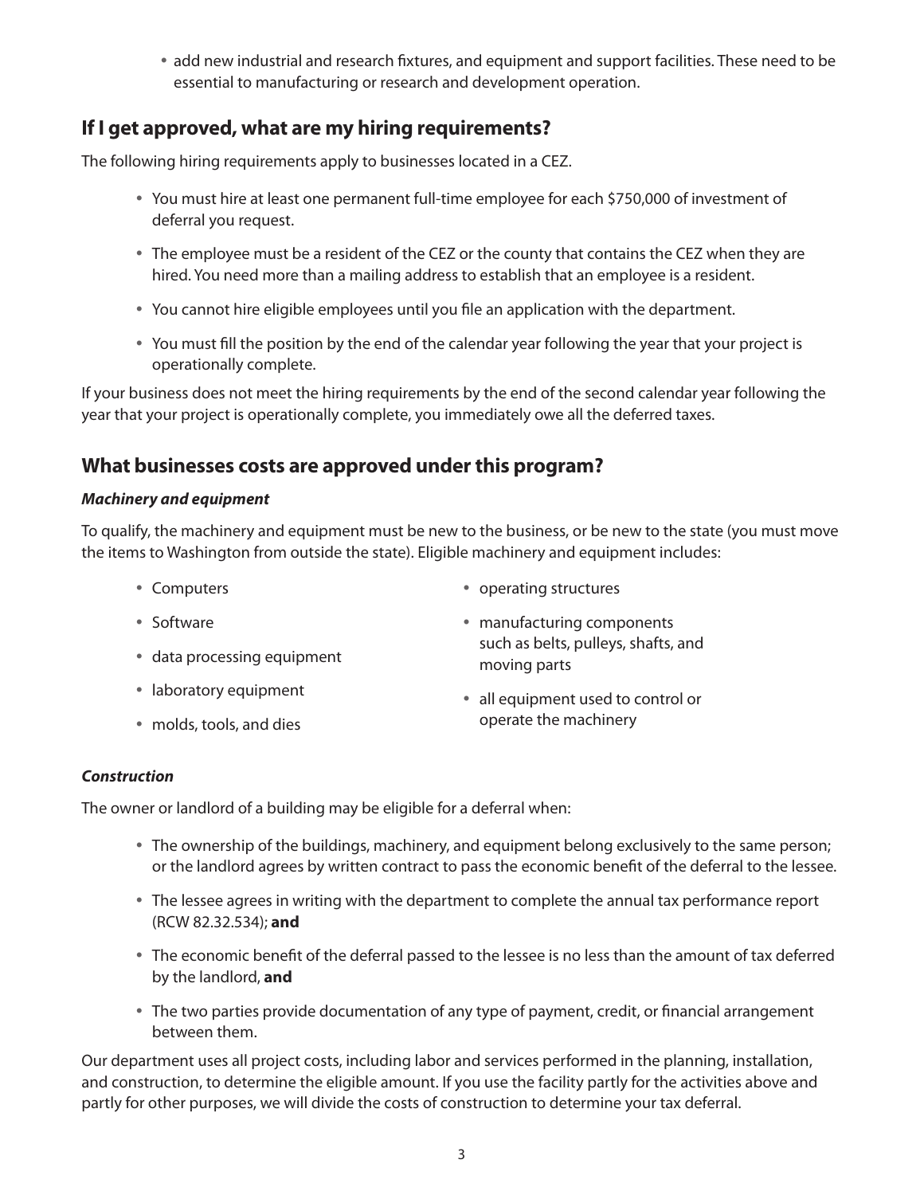- add new industrial and research fixtures, and equipment and support facilities. These need to be essential to manufacturing or research and development operation.

## If I get approved, what are my hiring requirements?

The following hiring requirements apply to businesses located in a CEZ.

- You must hire at least one permanent full-time employee for each $750,000 of investment of deferral you request.
- The employee must be a resident of the CEZ or the county that contains the CEZ when they are hired. You need more than a mailing address to establish that an employee is a resident.
- You cannot hire eligible employees until you file an application with the department.
- You must fill the position by the end of the calendar year following the year that your project is operationally complete.

If your business does not meet the hiring requirements by the end of the second calendar year following the year that your project is operationally complete, you immediately owe all the deferred taxes.

## What businesses costs are approved under this program?

### *Machinery and equipment*

To qualify, the machinery and equipment must be new to the business, or be new to the state (you must move the items to Washington from outside the state). Eligible machinery and equipment includes:

- Computers
- Software
- data processing equipment
- laboratory equipment
- molds, tools, and dies
- operating structures
- manufacturing components such as belts, pulleys, shafts, and moving parts
- all equipment used to control or operate the machinery

### *Construction*

The owner or landlord of a building may be eligible for a deferral when:

- The ownership of the buildings, machinery, and equipment belong exclusively to the same person; or the landlord agrees by written contract to pass the economic benefit of the deferral to the lessee.
- The lessee agrees in writing with the department to complete the annual tax performance report (RCW 82.32.534); **and**
- The economic benefit of the deferral passed to the lessee is no less than the amount of tax deferred by the landlord, **and**
- The two parties provide documentation of any type of payment, credit, or financial arrangement between them.

Our department uses all project costs, including labor and services performed in the planning, installation, and construction, to determine the eligible amount. If you use the facility partly for the activities above and partly for other purposes, we will divide the costs of construction to determine your tax deferral.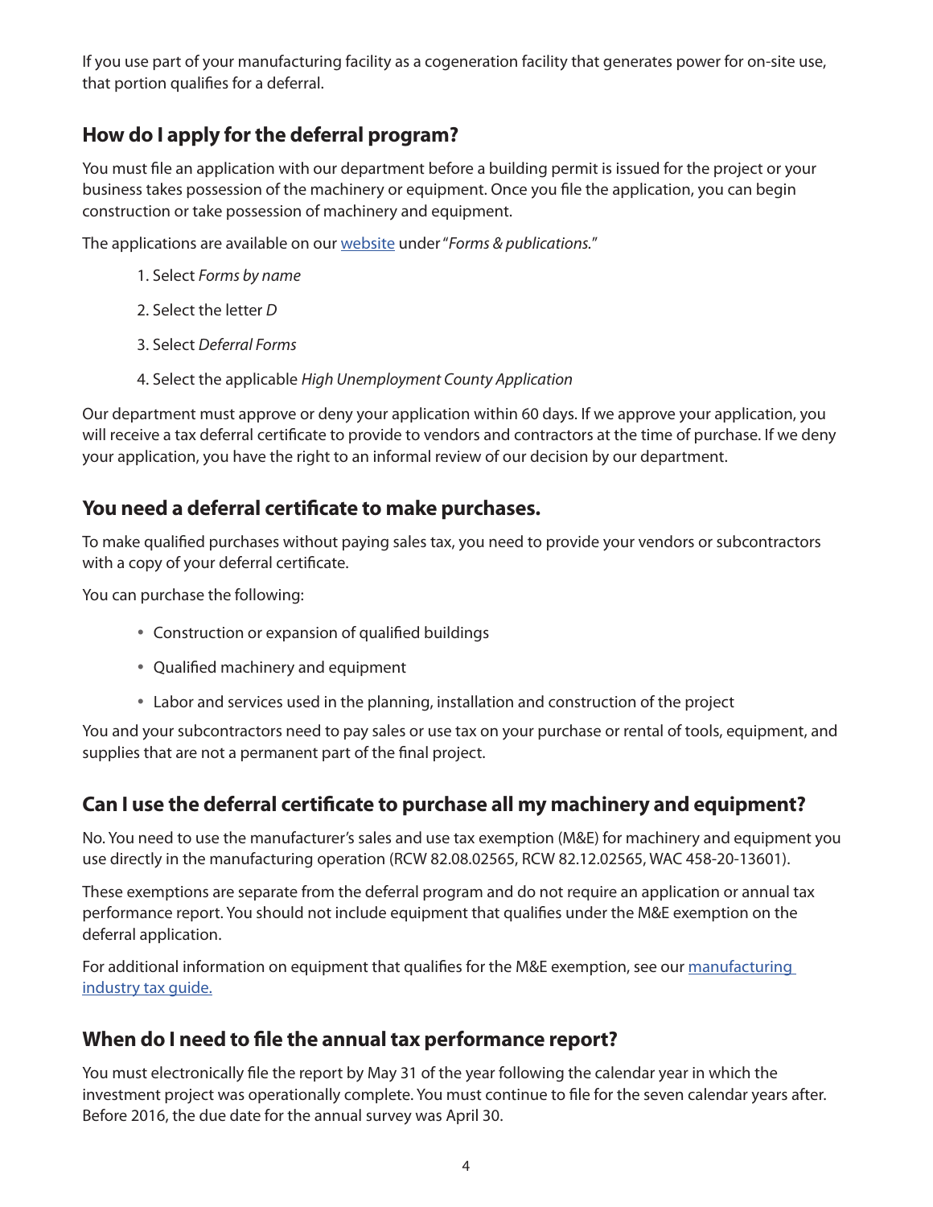If you use part of your manufacturing facility as a cogeneration facility that generates power for on-site use, that portion qualifies for a deferral.

## How do I apply for the deferral program?

You must file an application with our department before a building permit is issued for the project or your business takes possession of the machinery or equipment. Once you file the application, you can begin construction or take possession of machinery and equipment.

The applications are available on our [website](website) under "*Forms & publications.*"

1. Select *Forms by name*
2. Select the letter *D*
3. Select *Deferral Forms*
4. Select the applicable *High Unemployment County Application*

Our department must approve or deny your application within 60 days. If we approve your application, you will receive a tax deferral certificate to provide to vendors and contractors at the time of purchase. If we deny your application, you have the right to an informal review of our decision by our department.

## You need a deferral certificate to make purchases.

To make qualified purchases without paying sales tax, you need to provide your vendors or subcontractors with a copy of your deferral certificate.

You can purchase the following:

- Construction or expansion of qualified buildings
- Qualified machinery and equipment
- Labor and services used in the planning, installation and construction of the project

You and your subcontractors need to pay sales or use tax on your purchase or rental of tools, equipment, and supplies that are not a permanent part of the final project.

## Can I use the deferral certificate to purchase all my machinery and equipment?

No. You need to use the manufacturer's sales and use tax exemption (M&E) for machinery and equipment you use directly in the manufacturing operation (RCW 82.08.02565, RCW 82.12.02565, WAC 458-20-13601).

These exemptions are separate from the deferral program and do not require an application or annual tax performance report. You should not include equipment that qualifies under the M&E exemption on the deferral application.

For additional information on equipment that qualifies for the M&E exemption, see our [manufacturing industry tax guide.](manufacturing-industry-tax-guide)

## When do I need to file the annual tax performance report?

You must electronically file the report by May 31 of the year following the calendar year in which the investment project was operationally complete. You must continue to file for the seven calendar years after. Before 2016, the due date for the annual survey was April 30.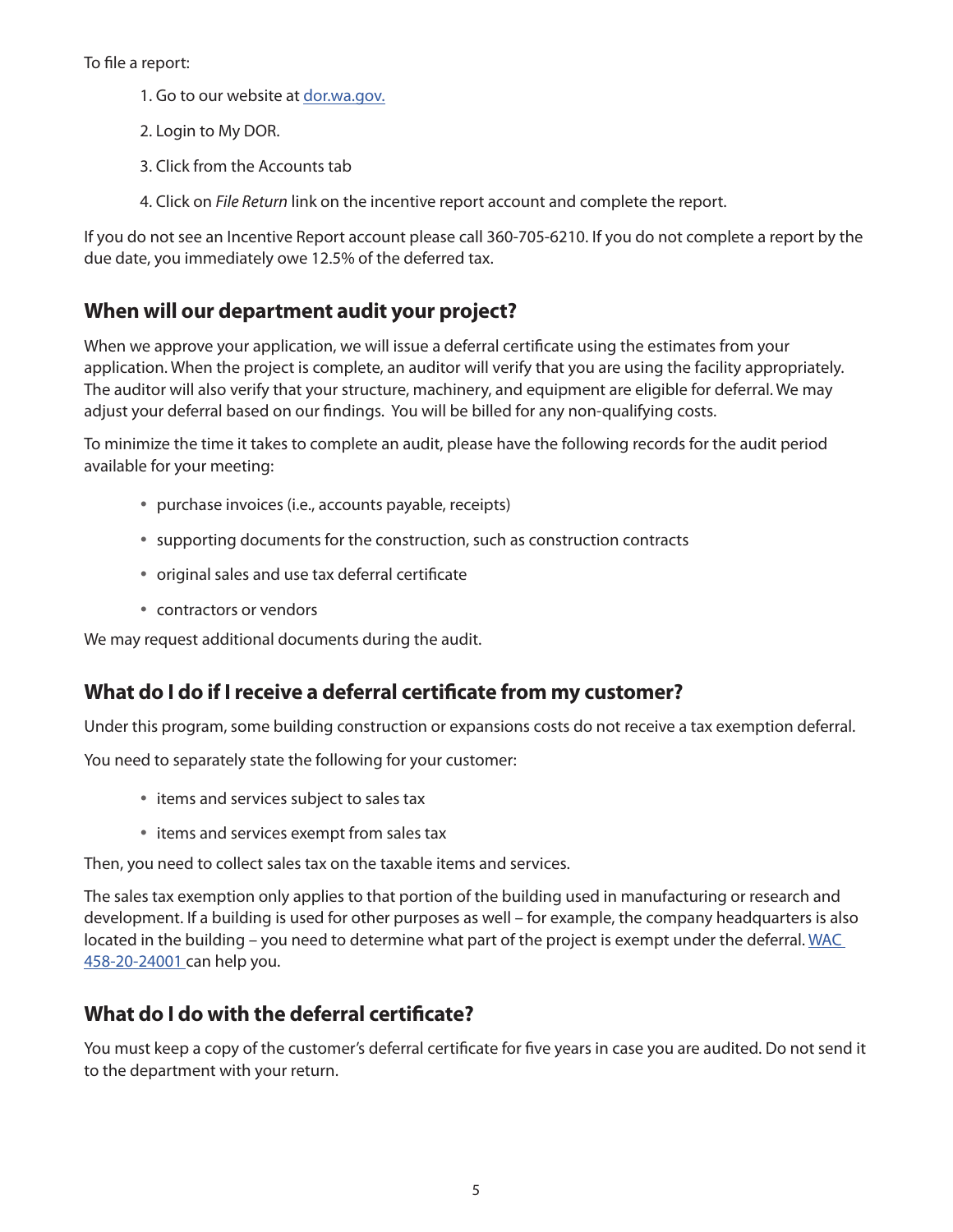To file a report:

1. Go to our website at [dor.wa.gov.](dor.wa.gov)
2. Login to My DOR.
3. Click from the Accounts tab
4. Click on *File Return* link on the incentive report account and complete the report.

If you do not see an Incentive Report account please call 360-705-6210. If you do not complete a report by the due date, you immediately owe 12.5% of the deferred tax.

## When will our department audit your project?

When we approve your application, we will issue a deferral certificate using the estimates from your application. When the project is complete, an auditor will verify that you are using the facility appropriately. The auditor will also verify that your structure, machinery, and equipment are eligible for deferral. We may adjust your deferral based on our findings. You will be billed for any non-qualifying costs.

To minimize the time it takes to complete an audit, please have the following records for the audit period available for your meeting:

- purchase invoices (i.e., accounts payable, receipts)
- supporting documents for the construction, such as construction contracts
- original sales and use tax deferral certificate
- contractors or vendors

We may request additional documents during the audit.

## What do I do if I receive a deferral certificate from my customer?

Under this program, some building construction or expansions costs do not receive a tax exemption deferral.

You need to separately state the following for your customer:

- items and services subject to sales tax
- items and services exempt from sales tax

Then, you need to collect sales tax on the taxable items and services.

The sales tax exemption only applies to that portion of the building used in manufacturing or research and development. If a building is used for other purposes as well – for example, the company headquarters is also located in the building – you need to determine what part of the project is exempt under the deferral. WAC 458-20-24001 can help you.

## What do I do with the deferral certificate?

You must keep a copy of the customer's deferral certificate for five years in case you are audited. Do not send it to the department with your return.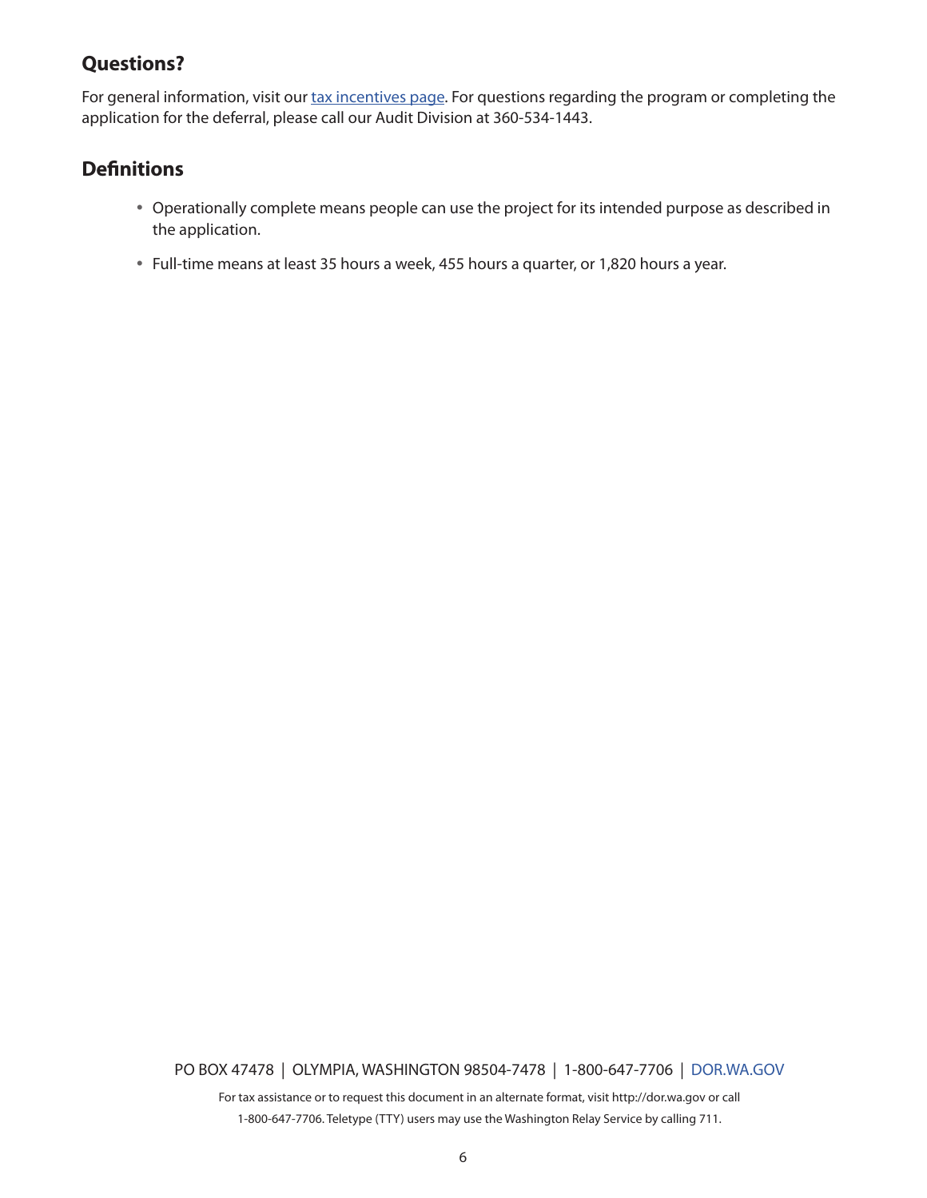## Questions?

For general information, visit our tax incentives page. For questions regarding the program or completing the application for the deferral, please call our Audit Division at 360-534-1443.

## Definitions

- Operationally complete means people can use the project for its intended purpose as described in the application.
- Full-time means at least 35 hours a week, 455 hours a quarter, or 1,820 hours a year.

PO BOX 47478 | OLYMPIA, WASHINGTON 98504-7478 | 1-800-647-7706 | DOR.WA.GOV

For tax assistance or to request this document in an alternate format, visit http://dor.wa.gov or call 1-800-647-7706. Teletype (TTY) users may use the Washington Relay Service by calling 711.